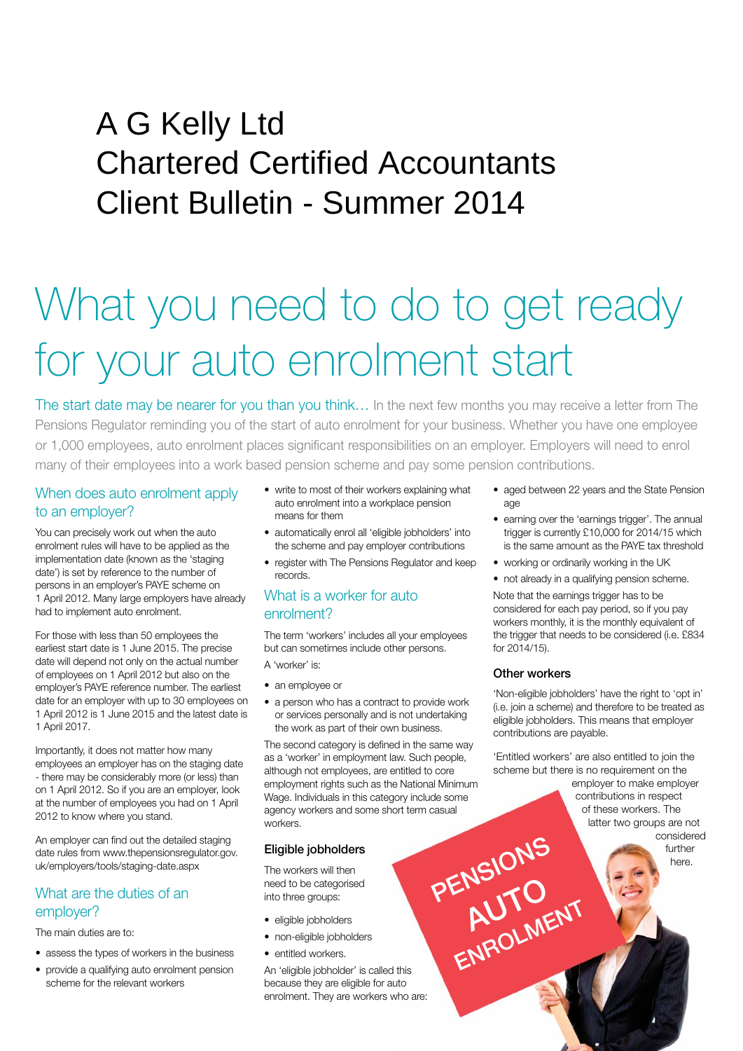# A G Kelly Ltd
# Chartered Certified Accountants
# Client Bulletin - Summer 2014

# What you need to do to get ready for your auto enrolment start

The start date may be nearer for you than you think… In the next few months you may receive a letter from The Pensions Regulator reminding you of the start of auto enrolment for your business. Whether you have one employee or 1,000 employees, auto enrolment places significant responsibilities on an employer. Employers will need to enrol many of their employees into a work based pension scheme and pay some pension contributions.

## When does auto enrolment apply to an employer?

You can precisely work out when the auto enrolment rules will have to be applied as the implementation date (known as the 'staging date') is set by reference to the number of persons in an employer's PAYE scheme on 1 April 2012. Many large employers have already had to implement auto enrolment.

For those with less than 50 employees the earliest start date is 1 June 2015. The precise date will depend not only on the actual number of employees on 1 April 2012 but also on the employer's PAYE reference number. The earliest date for an employer with up to 30 employees on 1 April 2012 is 1 June 2015 and the latest date is 1 April 2017.

Importantly, it does not matter how many employees an employer has on the staging date - there may be considerably more (or less) than on 1 April 2012. So if you are an employer, look at the number of employees you had on 1 April 2012 to know where you stand.

An employer can find out the detailed staging date rules from www.thepensionsregulator.gov.uk/employers/tools/staging-date.aspx

## What are the duties of an employer?

The main duties are to:

- assess the types of workers in the business
- provide a qualifying auto enrolment pension scheme for the relevant workers
- write to most of their workers explaining what auto enrolment into a workplace pension means for them
- automatically enrol all 'eligible jobholders' into the scheme and pay employer contributions
- register with The Pensions Regulator and keep records.

## What is a worker for auto enrolment?

The term 'workers' includes all your employees but can sometimes include other persons.

A 'worker' is:

- an employee or
- a person who has a contract to provide work or services personally and is not undertaking the work as part of their own business.

The second category is defined in the same way as a 'worker' in employment law. Such people, although not employees, are entitled to core employment rights such as the National Minimum Wage. Individuals in this category include some agency workers and some short term casual workers.

### Eligible jobholders

The workers will then need to be categorised into three groups:

- eligible jobholders
- non-eligible jobholders
- entitled workers.

An 'eligible jobholder' is called this because they are eligible for auto enrolment. They are workers who are:

- aged between 22 years and the State Pension age
- earning over the 'earnings trigger'. The annual trigger is currently £10,000 for 2014/15 which is the same amount as the PAYE tax threshold
- working or ordinarily working in the UK
- not already in a qualifying pension scheme.

Note that the earnings trigger has to be considered for each pay period, so if you pay workers monthly, it is the monthly equivalent of the trigger that needs to be considered (i.e. £834 for 2014/15).

### Other workers

'Non-eligible jobholders' have the right to 'opt in' (i.e. join a scheme) and therefore to be treated as eligible jobholders. This means that employer contributions are payable.

'Entitled workers' are also entitled to join the scheme but there is no requirement on the employer to make employer contributions in respect of these workers. The latter two groups are not considered further here.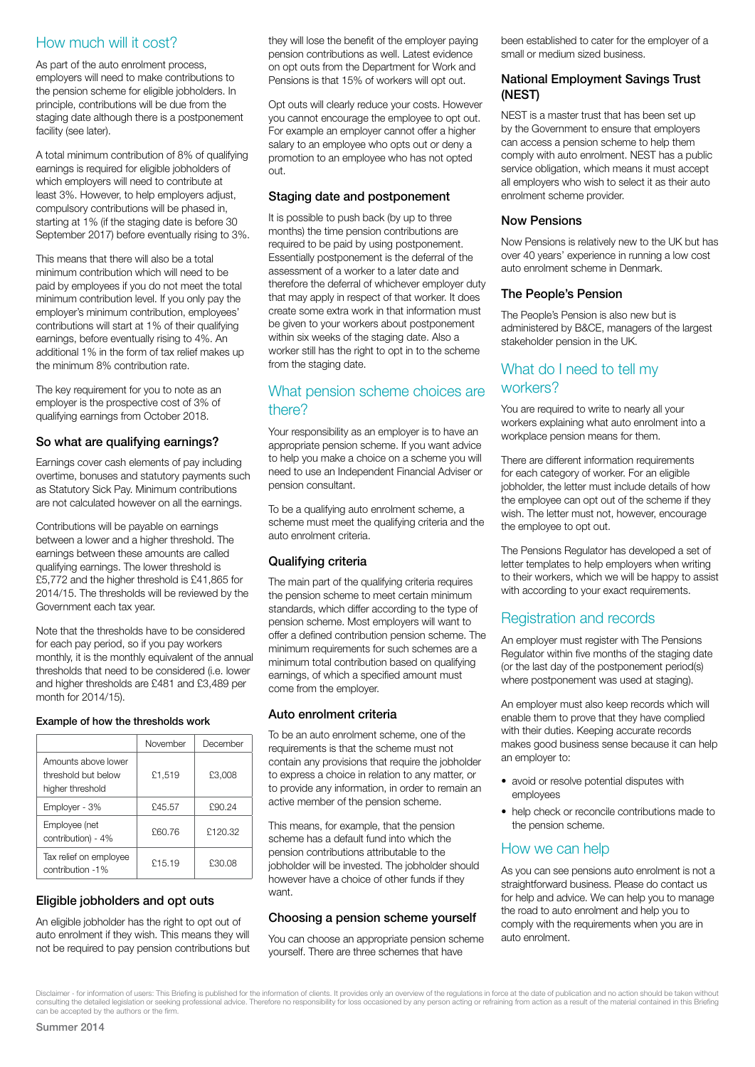## How much will it cost?

As part of the auto enrolment process, employers will need to make contributions to the pension scheme for eligible jobholders. In principle, contributions will be due from the staging date although there is a postponement facility (see later).

A total minimum contribution of 8% of qualifying earnings is required for eligible jobholders of which employers will need to contribute at least 3%. However, to help employers adjust, compulsory contributions will be phased in, starting at 1% (if the staging date is before 30 September 2017) before eventually rising to 3%.

This means that there will also be a total minimum contribution which will need to be paid by employees if you do not meet the total minimum contribution level. If you only pay the employer's minimum contribution, employees' contributions will start at 1% of their qualifying earnings, before eventually rising to 4%. An additional 1% in the form of tax relief makes up the minimum 8% contribution rate.

The key requirement for you to note as an employer is the prospective cost of 3% of qualifying earnings from October 2018.

### So what are qualifying earnings?

Earnings cover cash elements of pay including overtime, bonuses and statutory payments such as Statutory Sick Pay. Minimum contributions are not calculated however on all the earnings.

Contributions will be payable on earnings between a lower and a higher threshold. The earnings between these amounts are called qualifying earnings. The lower threshold is £5,772 and the higher threshold is £41,865 for 2014/15. The thresholds will be reviewed by the Government each tax year.

Note that the thresholds have to be considered for each pay period, so if you pay workers monthly, it is the monthly equivalent of the annual thresholds that need to be considered (i.e. lower and higher thresholds are £481 and £3,489 per month for 2014/15).

**Example of how the thresholds work**

| | November | December |
|---|---|---|
| Amounts above lower threshold but below higher threshold | £1,519 | £3,008 |
| Employer - 3% | £45.57 | £90.24 |
| Employee (net contribution) - 4% | £60.76 | £120.32 |
| Tax relief on employee contribution -1% | £15.19 | £30.08 |

### Eligible jobholders and opt outs

An eligible jobholder has the right to opt out of auto enrolment if they wish. This means they will not be required to pay pension contributions but they will lose the benefit of the employer paying pension contributions as well. Latest evidence on opt outs from the Department for Work and Pensions is that 15% of workers will opt out.

Opt outs will clearly reduce your costs. However you cannot encourage the employee to opt out. For example an employer cannot offer a higher salary to an employee who opts out or deny a promotion to an employee who has not opted out.

### Staging date and postponement

It is possible to push back (by up to three months) the time pension contributions are required to be paid by using postponement. Essentially postponement is the deferral of the assessment of a worker to a later date and therefore the deferral of whichever employer duty that may apply in respect of that worker. It does create some extra work in that information must be given to your workers about postponement within six weeks of the staging date. Also a worker still has the right to opt in to the scheme from the staging date.

## What pension scheme choices are there?

Your responsibility as an employer is to have an appropriate pension scheme. If you want advice to help you make a choice on a scheme you will need to use an Independent Financial Adviser or pension consultant.

To be a qualifying auto enrolment scheme, a scheme must meet the qualifying criteria and the auto enrolment criteria.

### Qualifying criteria

The main part of the qualifying criteria requires the pension scheme to meet certain minimum standards, which differ according to the type of pension scheme. Most employers will want to offer a defined contribution pension scheme. The minimum requirements for such schemes are a minimum total contribution based on qualifying earnings, of which a specified amount must come from the employer.

### Auto enrolment criteria

To be an auto enrolment scheme, one of the requirements is that the scheme must not contain any provisions that require the jobholder to express a choice in relation to any matter, or to provide any information, in order to remain an active member of the pension scheme.

This means, for example, that the pension scheme has a default fund into which the pension contributions attributable to the jobholder will be invested. The jobholder should however have a choice of other funds if they want.

### Choosing a pension scheme yourself

You can choose an appropriate pension scheme yourself. There are three schemes that have been established to cater for the employer of a small or medium sized business.

### National Employment Savings Trust (NEST)

NEST is a master trust that has been set up by the Government to ensure that employers can access a pension scheme to help them comply with auto enrolment. NEST has a public service obligation, which means it must accept all employers who wish to select it as their auto enrolment scheme provider.

### Now Pensions

Now Pensions is relatively new to the UK but has over 40 years' experience in running a low cost auto enrolment scheme in Denmark.

### The People's Pension

The People's Pension is also new but is administered by B&CE, managers of the largest stakeholder pension in the UK.

## What do I need to tell my workers?

You are required to write to nearly all your workers explaining what auto enrolment into a workplace pension means for them.

There are different information requirements for each category of worker. For an eligible jobholder, the letter must include details of how the employee can opt out of the scheme if they wish. The letter must not, however, encourage the employee to opt out.

The Pensions Regulator has developed a set of letter templates to help employers when writing to their workers, which we will be happy to assist with according to your exact requirements.

## Registration and records

An employer must register with The Pensions Regulator within five months of the staging date (or the last day of the postponement period(s) where postponement was used at staging).

An employer must also keep records which will enable them to prove that they have complied with their duties. Keeping accurate records makes good business sense because it can help an employer to:

- avoid or resolve potential disputes with employees
- help check or reconcile contributions made to the pension scheme.

## How we can help

As you can see pensions auto enrolment is not a straightforward business. Please do contact us for help and advice. We can help you to manage the road to auto enrolment and help you to comply with the requirements when you are in auto enrolment.

Disclaimer - for information of users: This Briefing is published for the information of clients. It provides only an overview of the regulations in force at the date of publication and no action should be taken without consulting the detailed legislation or seeking professional advice. Therefore no responsibility for loss occasioned by any person acting or refraining from action as a result of the material contained in this Briefing can be accepted by the authors or the firm.

Summer 2014